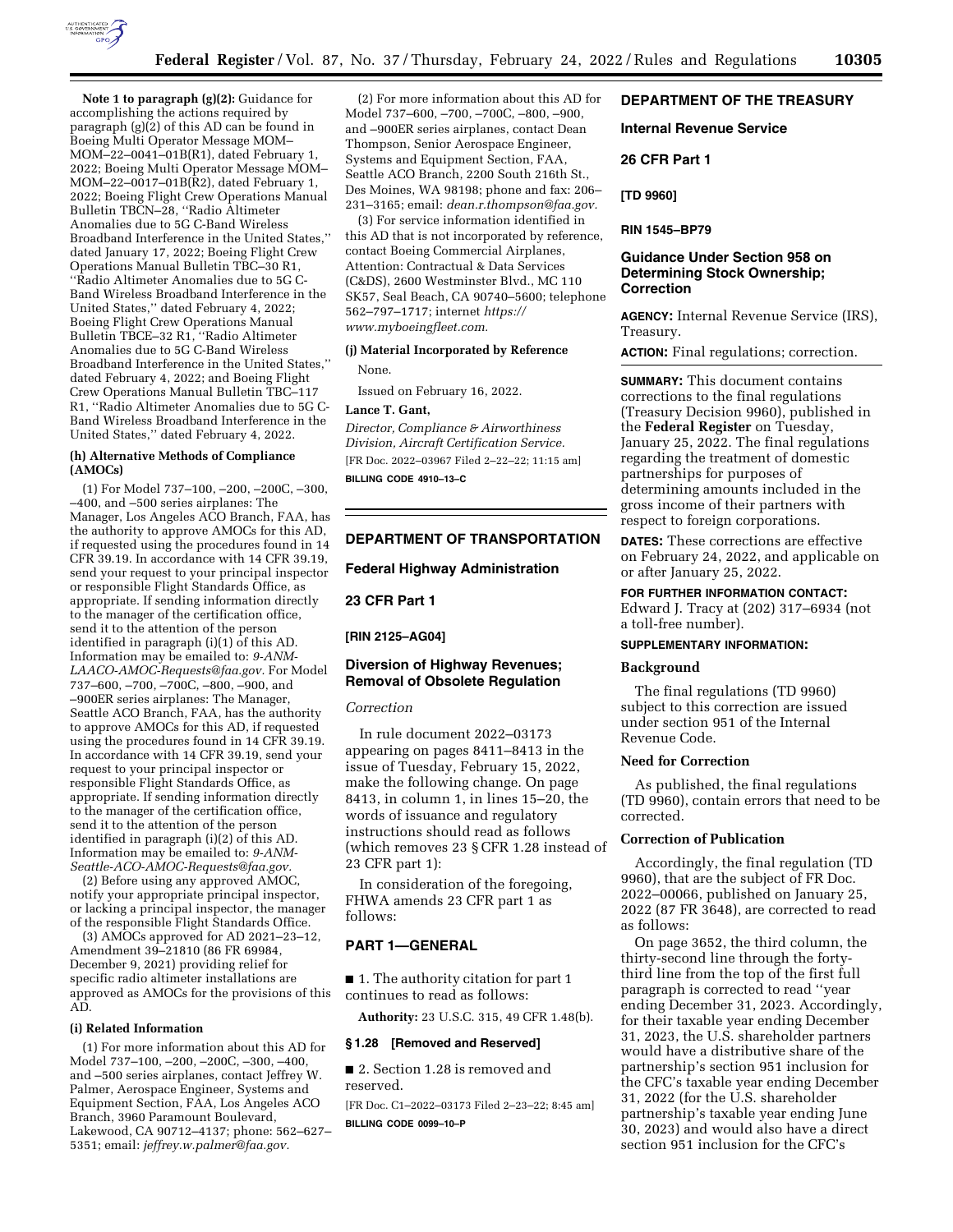**Note 1 to paragraph (g)(2):** Guidance for accomplishing the actions required by paragraph (g)(2) of this AD can be found in Boeing Multi Operator Message MOM–MOM–22–0041–01B(R1), dated February 1, 2022; Boeing Multi Operator Message MOM–MOM–22–0017–01B(R2), dated February 1, 2022; Boeing Flight Crew Operations Manual Bulletin TBCN–28, ''Radio Altimeter Anomalies due to 5G C-Band Wireless Broadband Interference in the United States,'' dated January 17, 2022; Boeing Flight Crew Operations Manual Bulletin TBC–30 R1, ''Radio Altimeter Anomalies due to 5G C-Band Wireless Broadband Interference in the United States,'' dated February 4, 2022; Boeing Flight Crew Operations Manual Bulletin TBCE–32 R1, ''Radio Altimeter Anomalies due to 5G C-Band Wireless Broadband Interference in the United States,'' dated February 4, 2022; and Boeing Flight Crew Operations Manual Bulletin TBC–117 R1, ''Radio Altimeter Anomalies due to 5G C-Band Wireless Broadband Interference in the United States,'' dated February 4, 2022.

**(h) Alternative Methods of Compliance (AMOCs)**

(1) For Model 737–100, –200, –200C, –300, –400, and –500 series airplanes: The Manager, Los Angeles ACO Branch, FAA, has the authority to approve AMOCs for this AD, if requested using the procedures found in 14 CFR 39.19. In accordance with 14 CFR 39.19, send your request to your principal inspector or responsible Flight Standards Office, as appropriate. If sending information directly to the manager of the certification office, send it to the attention of the person identified in paragraph (i)(1) of this AD. Information may be emailed to: *9-ANM-LAACO-AMOC-Requests@faa.gov.* For Model 737–600, –700, –700C, –800, –900, and –900ER series airplanes: The Manager, Seattle ACO Branch, FAA, has the authority to approve AMOCs for this AD, if requested using the procedures found in 14 CFR 39.19. In accordance with 14 CFR 39.19, send your request to your principal inspector or responsible Flight Standards Office, as appropriate. If sending information directly to the manager of the certification office, send it to the attention of the person identified in paragraph (i)(2) of this AD. Information may be emailed to: *9-ANM-Seattle-ACO-AMOC-Requests@faa.gov.*

(2) Before using any approved AMOC, notify your appropriate principal inspector, or lacking a principal inspector, the manager of the responsible Flight Standards Office.

(3) AMOCs approved for AD 2021–23–12, Amendment 39–21810 (86 FR 69984, December 9, 2021) providing relief for specific radio altimeter installations are approved as AMOCs for the provisions of this AD.

**(i) Related Information**

(1) For more information about this AD for Model 737–100, –200, –200C, –300, –400, and –500 series airplanes, contact Jeffrey W. Palmer, Aerospace Engineer, Systems and Equipment Section, FAA, Los Angeles ACO Branch, 3960 Paramount Boulevard, Lakewood, CA 90712–4137; phone: 562–627–5351; email: *jeffrey.w.palmer@faa.gov.*

(2) For more information about this AD for Model 737–600, –700, –700C, –800, –900, and –900ER series airplanes, contact Dean Thompson, Senior Aerospace Engineer, Systems and Equipment Section, FAA, Seattle ACO Branch, 2200 South 216th St., Des Moines, WA 98198; phone and fax: 206–231–3165; email: *dean.r.thompson@faa.gov.*

(3) For service information identified in this AD that is not incorporated by reference, contact Boeing Commercial Airplanes, Attention: Contractual & Data Services (C&DS), 2600 Westminster Blvd., MC 110 SK57, Seal Beach, CA 90740–5600; telephone 562–797–1717; internet *https://www.myboeingfleet.com.*

**(j) Material Incorporated by Reference**

None.

Issued on February 16, 2022.

**Lance T. Gant,**

*Director, Compliance & Airworthiness Division, Aircraft Certification Service.*

[FR Doc. 2022–03967 Filed 2–22–22; 11:15 am]

**BILLING CODE 4910–13–C**

---

## DEPARTMENT OF TRANSPORTATION

### Federal Highway Administration

### 23 CFR Part 1

**[RIN 2125–AG04]**

### Diversion of Highway Revenues; Removal of Obsolete Regulation

*Correction*

In rule document 2022–03173 appearing on pages 8411–8413 in the issue of Tuesday, February 15, 2022, make the following change. On page 8413, in column 1, in lines 15–20, the words of issuance and regulatory instructions should read as follows (which removes 23 § CFR 1.28 instead of 23 CFR part 1):

In consideration of the foregoing, FHWA amends 23 CFR part 1 as follows:

## PART 1—GENERAL

■ 1. The authority citation for part 1 continues to read as follows:

**Authority:** 23 U.S.C. 315, 49 CFR 1.48(b).

**§ 1.28 [Removed and Reserved]**

■ 2. Section 1.28 is removed and reserved.

[FR Doc. C1–2022–03173 Filed 2–23–22; 8:45 am]

**BILLING CODE 0099–10–P**

---

## DEPARTMENT OF THE TREASURY

### Internal Revenue Service

### 26 CFR Part 1

**[TD 9960]**

**RIN 1545–BP79**

### Guidance Under Section 958 on Determining Stock Ownership; Correction

**AGENCY:** Internal Revenue Service (IRS), Treasury.

**ACTION:** Final regulations; correction.

**SUMMARY:** This document contains corrections to the final regulations (Treasury Decision 9960), published in the **Federal Register** on Tuesday, January 25, 2022. The final regulations regarding the treatment of domestic partnerships for purposes of determining amounts included in the gross income of their partners with respect to foreign corporations.

**DATES:** These corrections are effective on February 24, 2022, and applicable on or after January 25, 2022.

**FOR FURTHER INFORMATION CONTACT:** Edward J. Tracy at (202) 317–6934 (not a toll-free number).

**SUPPLEMENTARY INFORMATION:**

**Background**

The final regulations (TD 9960) subject to this correction are issued under section 951 of the Internal Revenue Code.

**Need for Correction**

As published, the final regulations (TD 9960), contain errors that need to be corrected.

**Correction of Publication**

Accordingly, the final regulation (TD 9960), that are the subject of FR Doc. 2022–00066, published on January 25, 2022 (87 FR 3648), are corrected to read as follows:

On page 3652, the third column, the thirty-second line through the forty-third line from the top of the first full paragraph is corrected to read ''year ending December 31, 2023. Accordingly, for their taxable year ending December 31, 2023, the U.S. shareholder partners would have a distributive share of the partnership's section 951 inclusion for the CFC's taxable year ending December 31, 2022 (for the U.S. shareholder partnership's taxable year ending June 30, 2023) and would also have a direct section 951 inclusion for the CFC's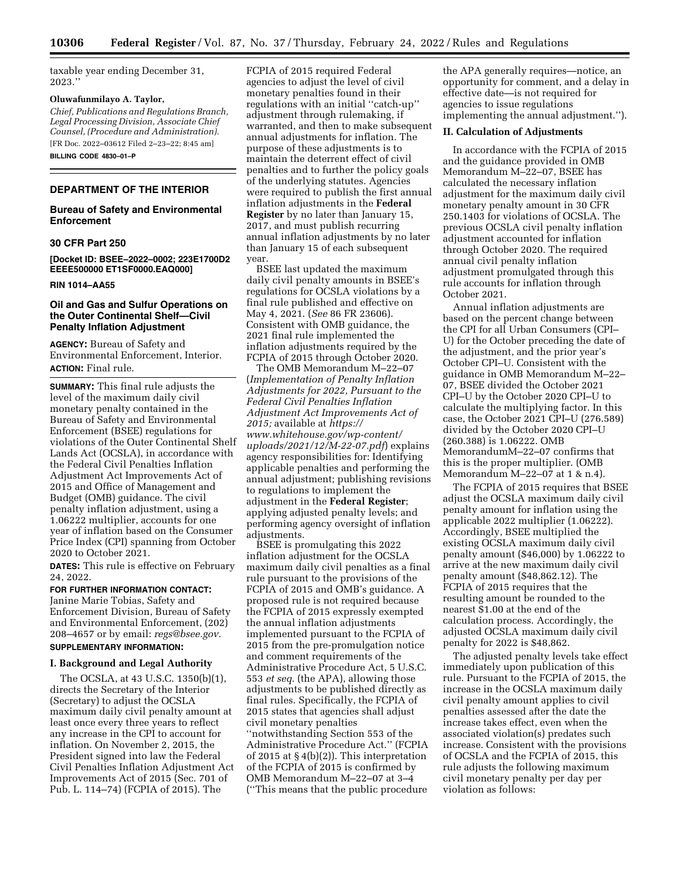taxable year ending December 31, 2023.''

**Oluwafunmilayo A. Taylor,**

*Chief, Publications and Regulations Branch, Legal Processing Division, Associate Chief Counsel, (Procedure and Administration).*

[FR Doc. 2022–03612 Filed 2–23–22; 8:45 am]

**BILLING CODE 4830–01–P**

---

## DEPARTMENT OF THE INTERIOR

### Bureau of Safety and Environmental Enforcement

### 30 CFR Part 250

**[Docket ID: BSEE–2022–0002; 223E1700D2 EEEE500000 ET1SF0000.EAQ000]**

**RIN 1014–AA55**

### Oil and Gas and Sulfur Operations on the Outer Continental Shelf—Civil Penalty Inflation Adjustment

**AGENCY:** Bureau of Safety and Environmental Enforcement, Interior.

**ACTION:** Final rule.

**SUMMARY:** This final rule adjusts the level of the maximum daily civil monetary penalty contained in the Bureau of Safety and Environmental Enforcement (BSEE) regulations for violations of the Outer Continental Shelf Lands Act (OCSLA), in accordance with the Federal Civil Penalties Inflation Adjustment Act Improvements Act of 2015 and Office of Management and Budget (OMB) guidance. The civil penalty inflation adjustment, using a 1.06222 multiplier, accounts for one year of inflation based on the Consumer Price Index (CPI) spanning from October 2020 to October 2021.

**DATES:** This rule is effective on February 24, 2022.

**FOR FURTHER INFORMATION CONTACT:** Janine Marie Tobias, Safety and Enforcement Division, Bureau of Safety and Environmental Enforcement, (202) 208–4657 or by email: *regs@bsee.gov.*

**SUPPLEMENTARY INFORMATION:**

### I. Background and Legal Authority

The OCSLA, at 43 U.S.C. 1350(b)(1), directs the Secretary of the Interior (Secretary) to adjust the OCSLA maximum daily civil penalty amount at least once every three years to reflect any increase in the CPI to account for inflation. On November 2, 2015, the President signed into law the Federal Civil Penalties Inflation Adjustment Act Improvements Act of 2015 (Sec. 701 of Pub. L. 114–74) (FCPIA of 2015). The FCPIA of 2015 required Federal agencies to adjust the level of civil monetary penalties found in their regulations with an initial ''catch-up'' adjustment through rulemaking, if warranted, and then to make subsequent annual adjustments for inflation. The purpose of these adjustments is to maintain the deterrent effect of civil penalties and to further the policy goals of the underlying statutes. Agencies were required to publish the first annual inflation adjustments in the **Federal Register** by no later than January 15, 2017, and must publish recurring annual inflation adjustments by no later than January 15 of each subsequent year.

BSEE last updated the maximum daily civil penalty amounts in BSEE's regulations for OCSLA violations by a final rule published and effective on May 4, 2021. (*See* 86 FR 23606). Consistent with OMB guidance, the 2021 final rule implemented the inflation adjustments required by the FCPIA of 2015 through October 2020.

The OMB Memorandum M–22–07 (*Implementation of Penalty Inflation Adjustments for 2022, Pursuant to the Federal Civil Penalties Inflation Adjustment Act Improvements Act of 2015;* available at *https://www.whitehouse.gov/wp-content/uploads/2021/12/M-22-07.pdf*) explains agency responsibilities for: Identifying applicable penalties and performing the annual adjustment; publishing revisions to regulations to implement the adjustment in the **Federal Register**; applying adjusted penalty levels; and performing agency oversight of inflation adjustments.

BSEE is promulgating this 2022 inflation adjustment for the OCSLA maximum daily civil penalties as a final rule pursuant to the provisions of the FCPIA of 2015 and OMB's guidance. A proposed rule is not required because the FCPIA of 2015 expressly exempted the annual inflation adjustments implemented pursuant to the FCPIA of 2015 from the pre-promulgation notice and comment requirements of the Administrative Procedure Act, 5 U.S.C. 553 *et seq.* (the APA), allowing those adjustments to be published directly as final rules. Specifically, the FCPIA of 2015 states that agencies shall adjust civil monetary penalties ''notwithstanding Section 553 of the Administrative Procedure Act.'' (FCPIA of 2015 at § 4(b)(2)). This interpretation of the FCPIA of 2015 is confirmed by OMB Memorandum M–22–07 at 3–4 (''This means that the public procedure the APA generally requires—notice, an opportunity for comment, and a delay in effective date—is not required for agencies to issue regulations implementing the annual adjustment.'').

### II. Calculation of Adjustments

In accordance with the FCPIA of 2015 and the guidance provided in OMB Memorandum M–22–07, BSEE has calculated the necessary inflation adjustment for the maximum daily civil monetary penalty amount in 30 CFR 250.1403 for violations of OCSLA. The previous OCSLA civil penalty inflation adjustment accounted for inflation through October 2020. The required annual civil penalty inflation adjustment promulgated through this rule accounts for inflation through October 2021.

Annual inflation adjustments are based on the percent change between the CPI for all Urban Consumers (CPI–U) for the October preceding the date of the adjustment, and the prior year's October CPI–U. Consistent with the guidance in OMB Memorandum M–22–07, BSEE divided the October 2021 CPI–U by the October 2020 CPI–U to calculate the multiplying factor. In this case, the October 2021 CPI–U (276.589) divided by the October 2020 CPI–U (260.388) is 1.06222. OMB MemorandumM–22–07 confirms that this is the proper multiplier. (OMB Memorandum M–22–07 at 1 & n.4).

The FCPIA of 2015 requires that BSEE adjust the OCSLA maximum daily civil penalty amount for inflation using the applicable 2022 multiplier (1.06222). Accordingly, BSEE multiplied the existing OCSLA maximum daily civil penalty amount ($46,000) by 1.06222 to arrive at the new maximum daily civil penalty amount ($48,862.12). The FCPIA of 2015 requires that the resulting amount be rounded to the nearest $1.00 at the end of the calculation process. Accordingly, the adjusted OCSLA maximum daily civil penalty for 2022 is $48,862.

The adjusted penalty levels take effect immediately upon publication of this rule. Pursuant to the FCPIA of 2015, the increase in the OCSLA maximum daily civil penalty amount applies to civil penalties assessed after the date the increase takes effect, even when the associated violation(s) predates such increase. Consistent with the provisions of OCSLA and the FCPIA of 2015, this rule adjusts the following maximum civil monetary penalty per day per violation as follows: